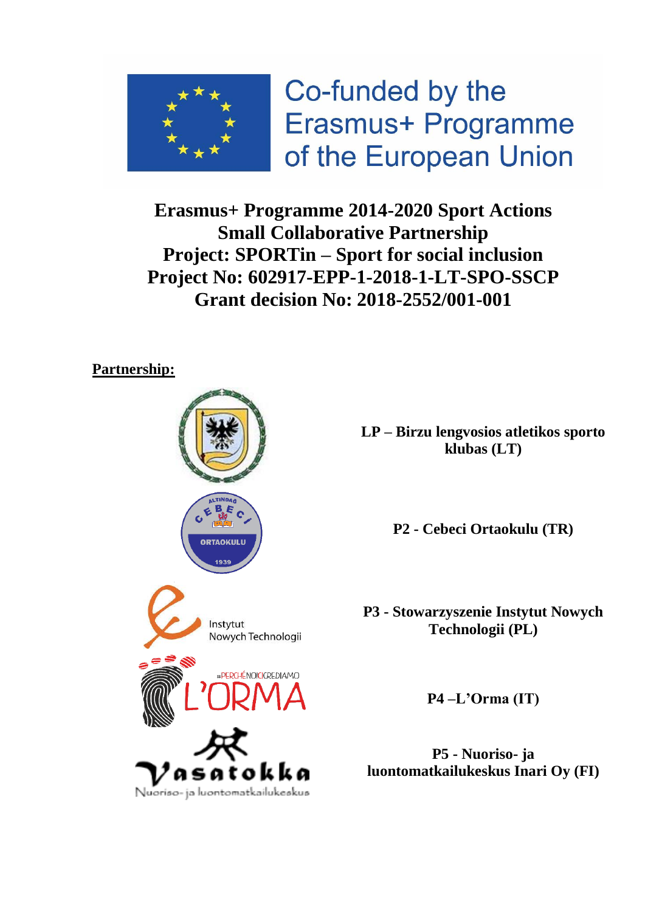Co-funded by the Erasmus+ Programme of the European Union

**Erasmus+ Programme 2014-2020 Sport Actions**
**Small Collaborative Partnership**
**Project: SPORTin – Sport for social inclusion**
**Project No: 602917-EPP-1-2018-1-LT-SPO-SSCP**
**Grant decision No: 2018-2552/001-001**

**Partnership:**

**LP – Birzu lengvosios atletikos sporto klubas (LT)**

**P2 - Cebeci Ortaokulu (TR)**

**P3 - Stowarzyszenie Instytut Nowych Technologii (PL)**

**P4 –L'Orma (IT)**

**P5 - Nuoriso- ja luontomatkailukeskus Inari Oy (FI)**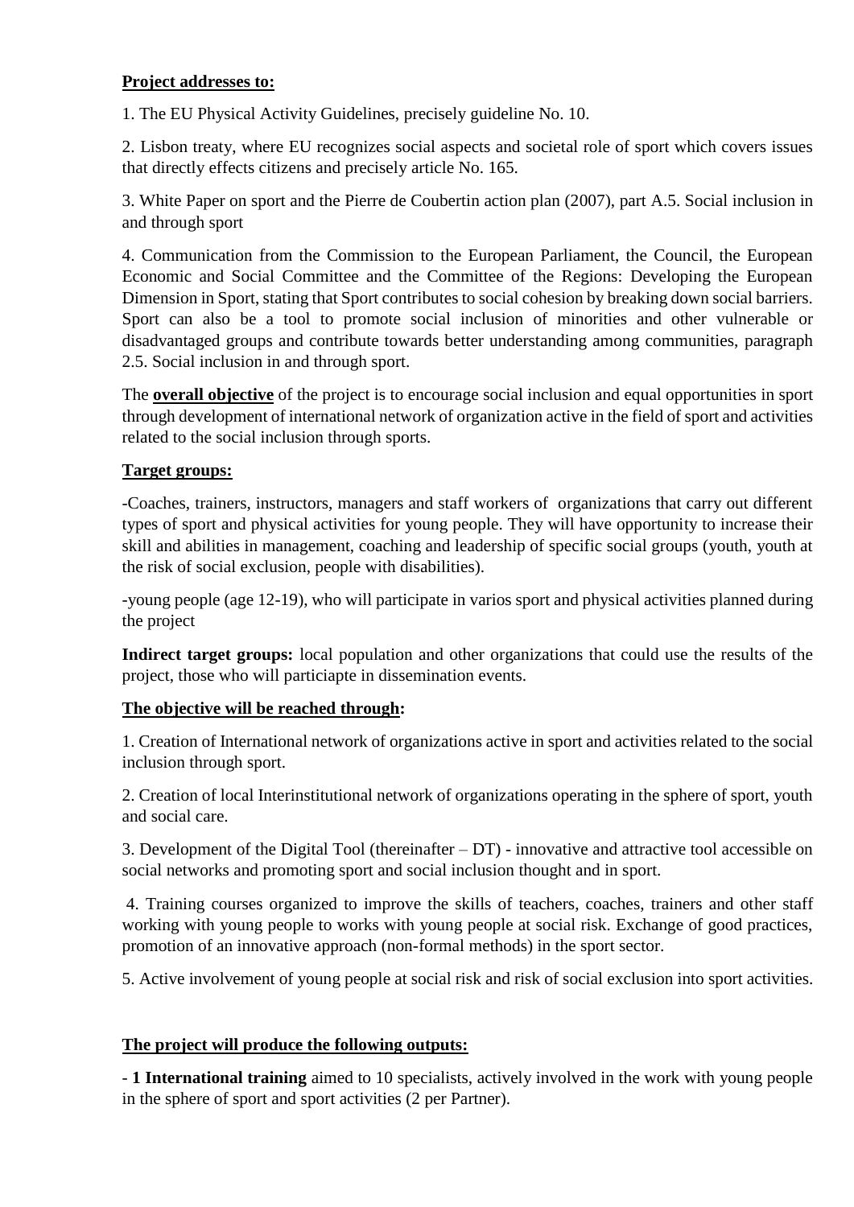**Project addresses to:**

1. The EU Physical Activity Guidelines, precisely guideline No. 10.

2. Lisbon treaty, where EU recognizes social aspects and societal role of sport which covers issues that directly effects citizens and precisely article No. 165.

3. White Paper on sport and the Pierre de Coubertin action plan (2007), part A.5. Social inclusion in and through sport

4. Communication from the Commission to the European Parliament, the Council, the European Economic and Social Committee and the Committee of the Regions: Developing the European Dimension in Sport, stating that Sport contributes to social cohesion by breaking down social barriers. Sport can also be a tool to promote social inclusion of minorities and other vulnerable or disadvantaged groups and contribute towards better understanding among communities, paragraph 2.5. Social inclusion in and through sport.

The **overall objective** of the project is to encourage social inclusion and equal opportunities in sport through development of international network of organization active in the field of sport and activities related to the social inclusion through sports.

**Target groups:**

-Coaches, trainers, instructors, managers and staff workers of organizations that carry out different types of sport and physical activities for young people. They will have opportunity to increase their skill and abilities in management, coaching and leadership of specific social groups (youth, youth at the risk of social exclusion, people with disabilities).

-young people (age 12-19), who will participate in varios sport and physical activities planned during the project

**Indirect target groups:** local population and other organizations that could use the results of the project, those who will particiapte in dissemination events.

**The objective will be reached through:**

1. Creation of International network of organizations active in sport and activities related to the social inclusion through sport.

2. Creation of local Interinstitutional network of organizations operating in the sphere of sport, youth and social care.

3. Development of the Digital Tool (thereinafter – DT) - innovative and attractive tool accessible on social networks and promoting sport and social inclusion thought and in sport.

4. Training courses organized to improve the skills of teachers, coaches, trainers and other staff working with young people to works with young people at social risk. Exchange of good practices, promotion of an innovative approach (non-formal methods) in the sport sector.

5. Active involvement of young people at social risk and risk of social exclusion into sport activities.

**The project will produce the following outputs:**

- **1 International training** aimed to 10 specialists, actively involved in the work with young people in the sphere of sport and sport activities (2 per Partner).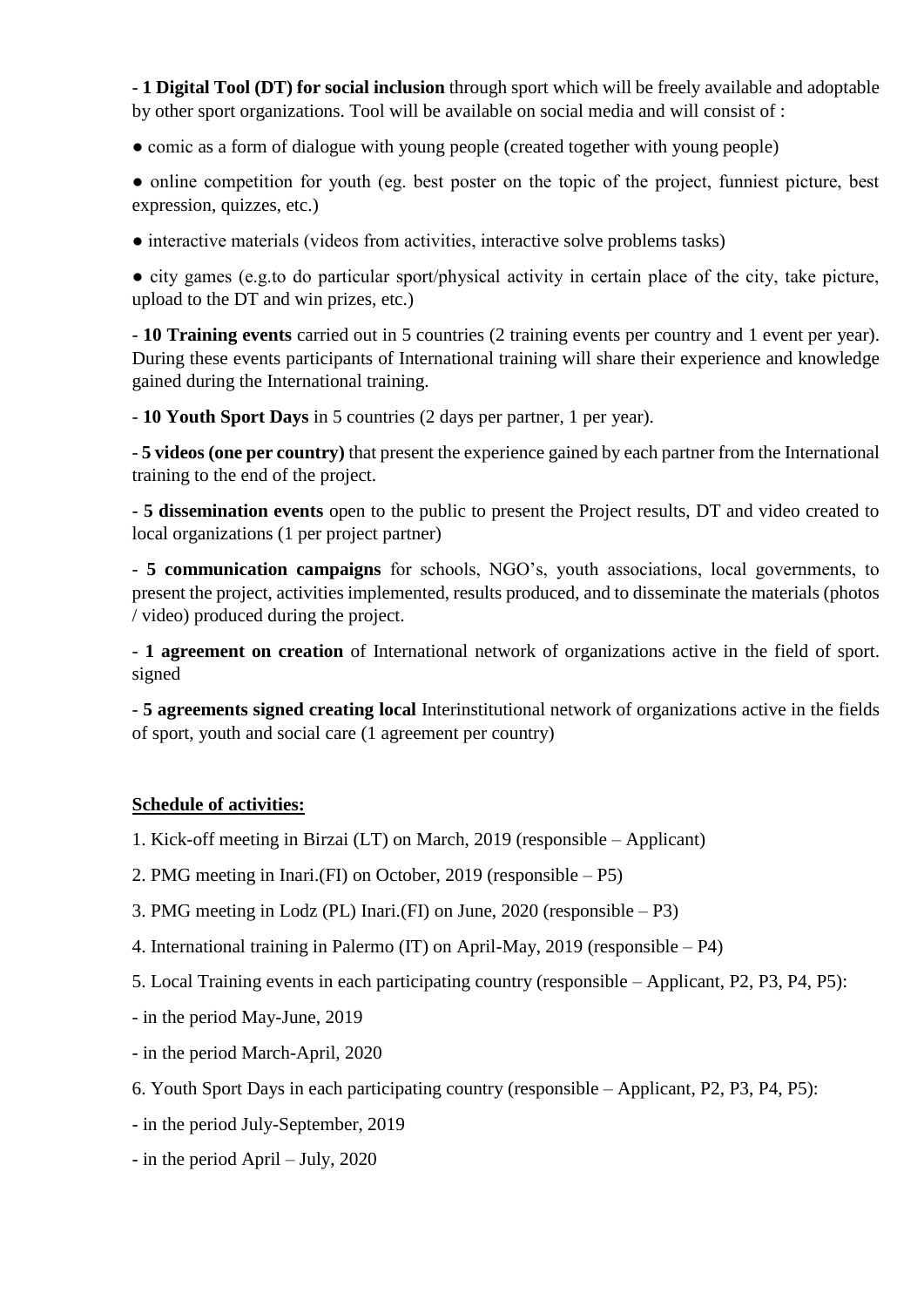- **1 Digital Tool (DT) for social inclusion** through sport which will be freely available and adoptable by other sport organizations. Tool will be available on social media and will consist of :

● comic as a form of dialogue with young people (created together with young people)

● online competition for youth (eg. best poster on the topic of the project, funniest picture, best expression, quizzes, etc.)

● interactive materials (videos from activities, interactive solve problems tasks)

● city games (e.g.to do particular sport/physical activity in certain place of the city, take picture, upload to the DT and win prizes, etc.)

- **10 Training events** carried out in 5 countries (2 training events per country and 1 event per year). During these events participants of International training will share their experience and knowledge gained during the International training.

- **10 Youth Sport Days** in 5 countries (2 days per partner, 1 per year).

- **5 videos (one per country)** that present the experience gained by each partner from the International training to the end of the project.

- **5 dissemination events** open to the public to present the Project results, DT and video created to local organizations (1 per project partner)

- **5 communication campaigns** for schools, NGO's, youth associations, local governments, to present the project, activities implemented, results produced, and to disseminate the materials (photos / video) produced during the project.

- **1 agreement on creation** of International network of organizations active in the field of sport. signed

- **5 agreements signed creating local** Interinstitutional network of organizations active in the fields of sport, youth and social care (1 agreement per country)

**Schedule of activities:**

1. Kick-off meeting in Birzai (LT) on March, 2019 (responsible – Applicant)

2. PMG meeting in Inari.(FI) on October, 2019 (responsible – P5)

3. PMG meeting in Lodz (PL) Inari.(FI) on June, 2020 (responsible – P3)

4. International training in Palermo (IT) on April-May, 2019 (responsible – P4)

5. Local Training events in each participating country (responsible – Applicant, P2, P3, P4, P5):

- in the period May-June, 2019

- in the period March-April, 2020

6. Youth Sport Days in each participating country (responsible – Applicant, P2, P3, P4, P5):

- in the period July-September, 2019

- in the period April – July, 2020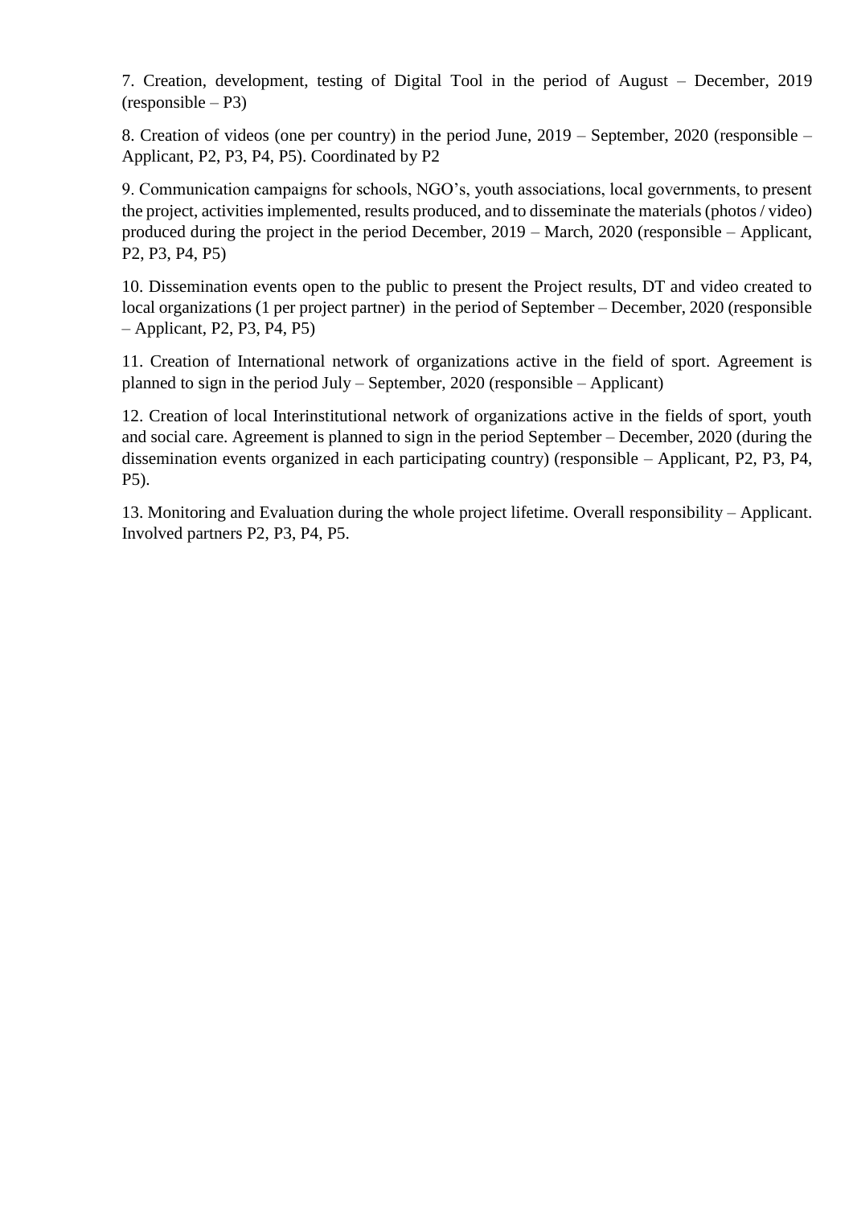7. Creation, development, testing of Digital Tool in the period of August – December, 2019 (responsible – P3)

8. Creation of videos (one per country) in the period June, 2019 – September, 2020 (responsible – Applicant, P2, P3, P4, P5). Coordinated by P2

9. Communication campaigns for schools, NGO's, youth associations, local governments, to present the project, activities implemented, results produced, and to disseminate the materials (photos / video) produced during the project in the period December, 2019 – March, 2020 (responsible – Applicant, P2, P3, P4, P5)

10. Dissemination events open to the public to present the Project results, DT and video created to local organizations (1 per project partner) in the period of September – December, 2020 (responsible – Applicant, P2, P3, P4, P5)

11. Creation of International network of organizations active in the field of sport. Agreement is planned to sign in the period July – September, 2020 (responsible – Applicant)

12. Creation of local Interinstitutional network of organizations active in the fields of sport, youth and social care. Agreement is planned to sign in the period September – December, 2020 (during the dissemination events organized in each participating country) (responsible – Applicant, P2, P3, P4, P5).

13. Monitoring and Evaluation during the whole project lifetime. Overall responsibility – Applicant. Involved partners P2, P3, P4, P5.